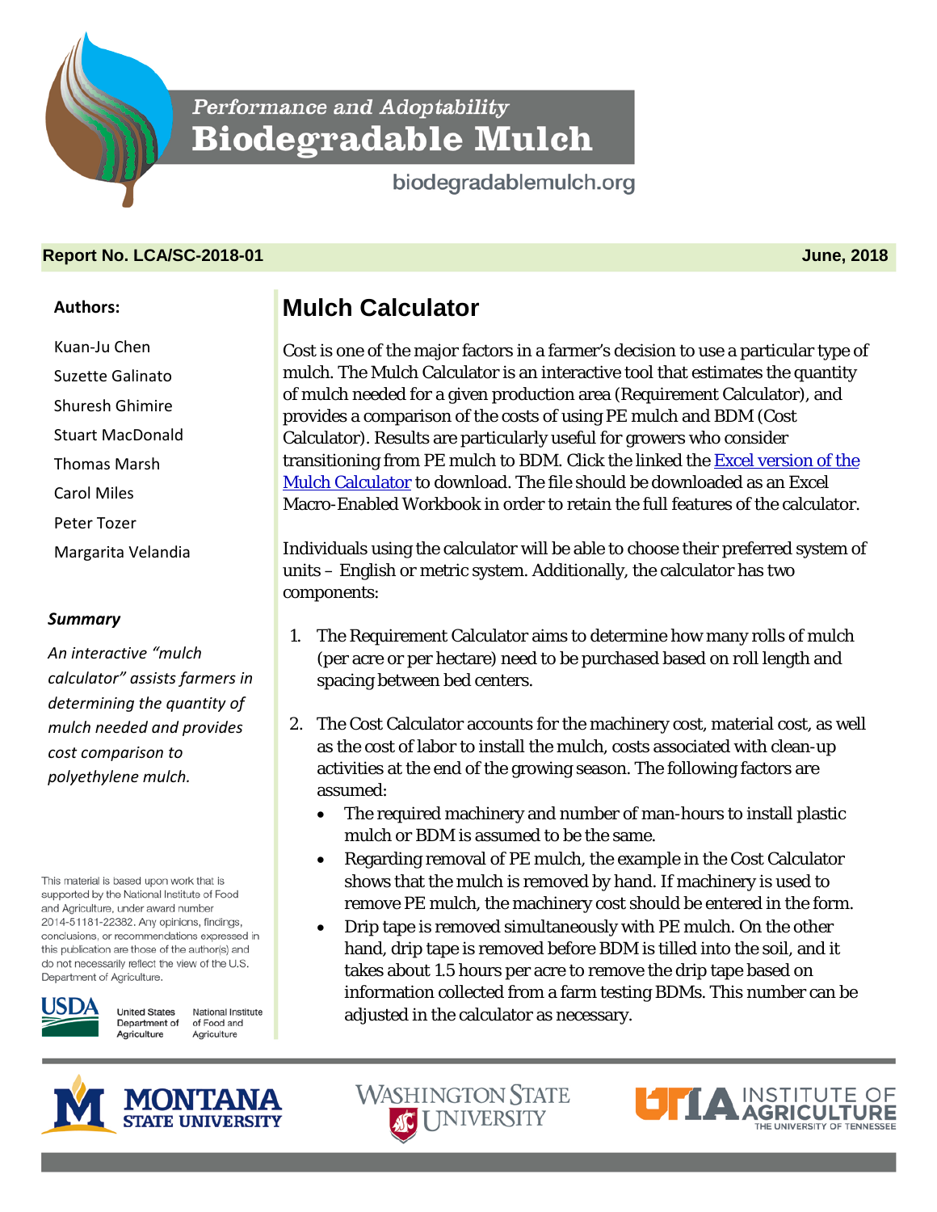*Performance and Adoptability*

**Biodegradable Mulch**

biodegradablemulch.org

**Report No. LCA/SC-2018-01** **June, 2018**

**Authors:**

Kuan-Ju Chen
Suzette Galinato
Shuresh Ghimire
Stuart MacDonald
Thomas Marsh
Carol Miles
Peter Tozer
Margarita Velandia

***Summary***

*An interactive "mulch calculator" assists farmers in determining the quantity of mulch needed and provides cost comparison to polyethylene mulch.*

# Mulch Calculator

Cost is one of the major factors in a farmer's decision to use a particular type of mulch. The Mulch Calculator is an interactive tool that estimates the quantity of mulch needed for a given production area (Requirement Calculator), and provides a comparison of the costs of using PE mulch and BDM (Cost Calculator). Results are particularly useful for growers who consider transitioning from PE mulch to BDM. Click the linked the Excel version of the Mulch Calculator to download. The file should be downloaded as an Excel Macro-Enabled Workbook in order to retain the full features of the calculator.

Individuals using the calculator will be able to choose their preferred system of units – English or metric system. Additionally, the calculator has two components:

1. The Requirement Calculator aims to determine how many rolls of mulch (per acre or per hectare) need to be purchased based on roll length and spacing between bed centers.
2. The Cost Calculator accounts for the machinery cost, material cost, as well as the cost of labor to install the mulch, costs associated with clean-up activities at the end of the growing season. The following factors are assumed:
   - The required machinery and number of man-hours to install plastic mulch or BDM is assumed to be the same.
   - Regarding removal of PE mulch, the example in the Cost Calculator shows that the mulch is removed by hand. If machinery is used to remove PE mulch, the machinery cost should be entered in the form.
   - Drip tape is removed simultaneously with PE mulch. On the other hand, drip tape is removed before BDM is tilled into the soil, and it takes about 1.5 hours per acre to remove the drip tape based on information collected from a farm testing BDMs. This number can be adjusted in the calculator as necessary.

This material is based upon work that is supported by the National Institute of Food and Agriculture, under award number 2014-51181-22382. Any opinions, findings, conclusions, or recommendations expressed in this publication are those of the author(s) and do not necessarily reflect the view of the U.S. Department of Agriculture.

USDA United States Department of Agriculture — National Institute of Food and Agriculture

Montana State University — Washington State University — UTIA Institute of Agriculture, The University of Tennessee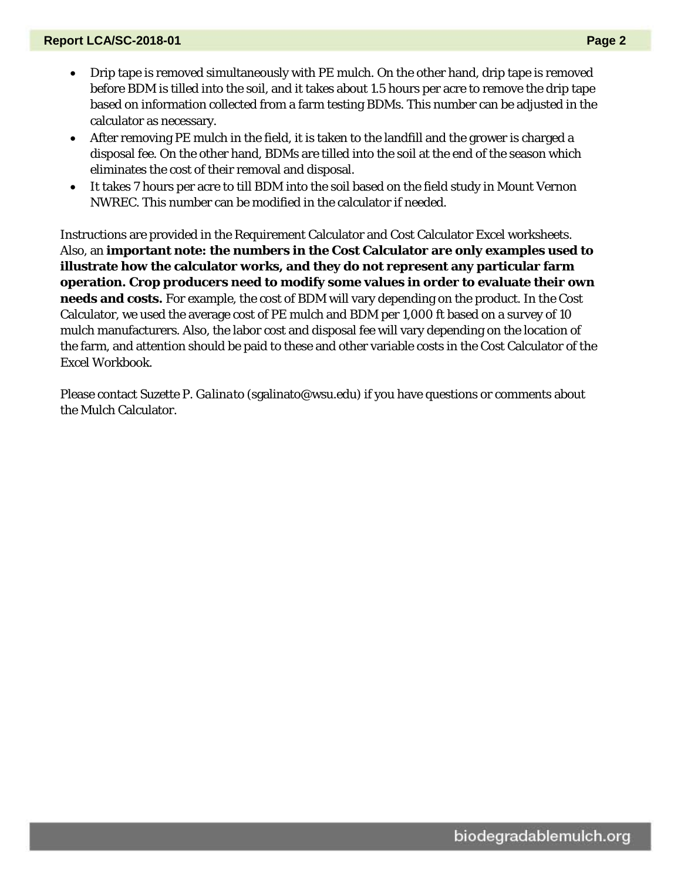- Drip tape is removed simultaneously with PE mulch. On the other hand, drip tape is removed before BDM is tilled into the soil, and it takes about 1.5 hours per acre to remove the drip tape based on information collected from a farm testing BDMs. This number can be adjusted in the calculator as necessary.
- After removing PE mulch in the field, it is taken to the landfill and the grower is charged a disposal fee. On the other hand, BDMs are tilled into the soil at the end of the season which eliminates the cost of their removal and disposal.
- It takes 7 hours per acre to till BDM into the soil based on the field study in Mount Vernon NWREC. This number can be modified in the calculator if needed.

Instructions are provided in the Requirement Calculator and Cost Calculator Excel worksheets. Also, an **important note: the numbers in the Cost Calculator are only examples used to illustrate how the calculator works, and they do not represent any particular farm operation. Crop producers need to modify some values in order to evaluate their own needs and costs.** For example, the cost of BDM will vary depending on the product. In the Cost Calculator, we used the average cost of PE mulch and BDM per 1,000 ft based on a survey of 10 mulch manufacturers. Also, the labor cost and disposal fee will vary depending on the location of the farm, and attention should be paid to these and other variable costs in the Cost Calculator of the Excel Workbook.

Please contact Suzette P. Galinato (sgalinato@wsu.edu) if you have questions or comments about the Mulch Calculator.